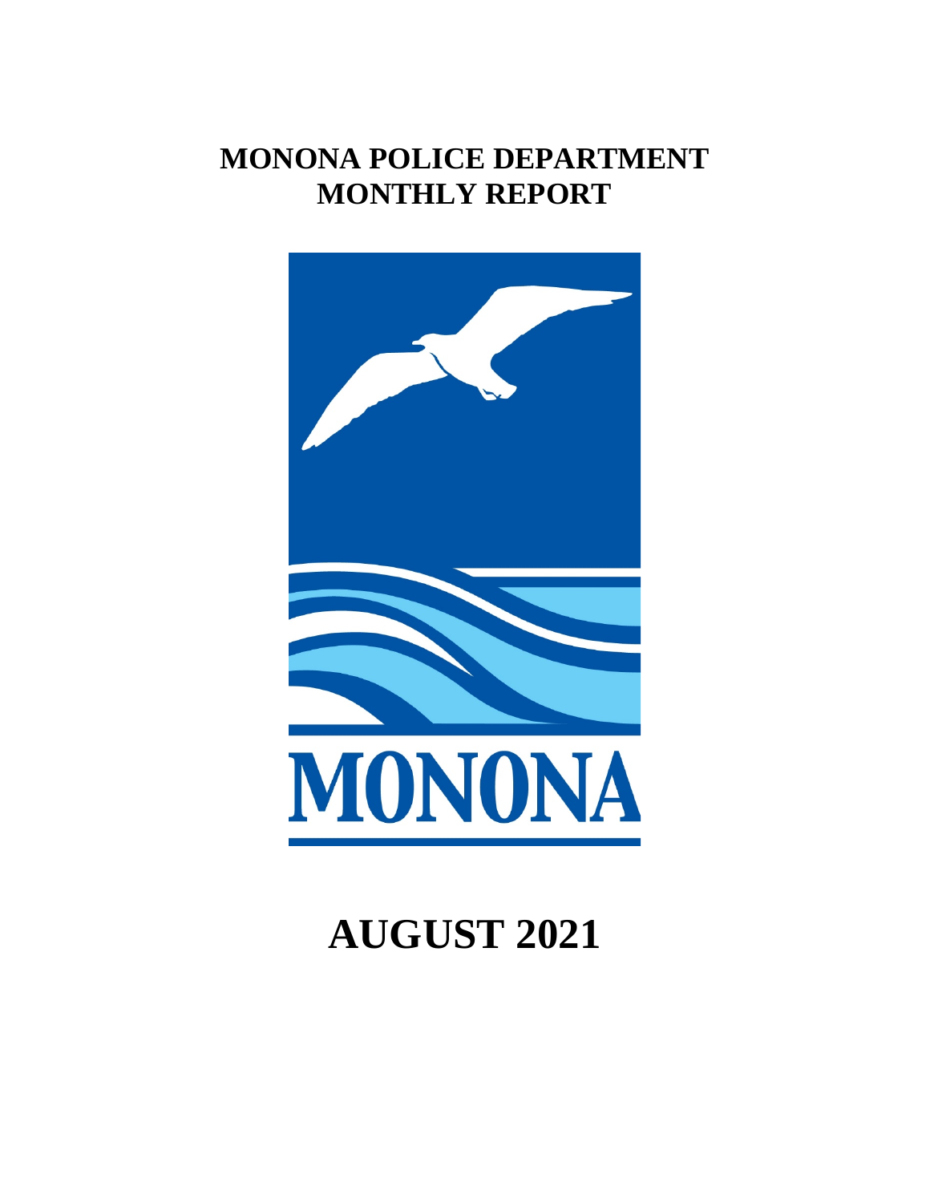# MONONA POLICE DEPARTMENT
# MONTHLY REPORT

MONONA

# AUGUST 2021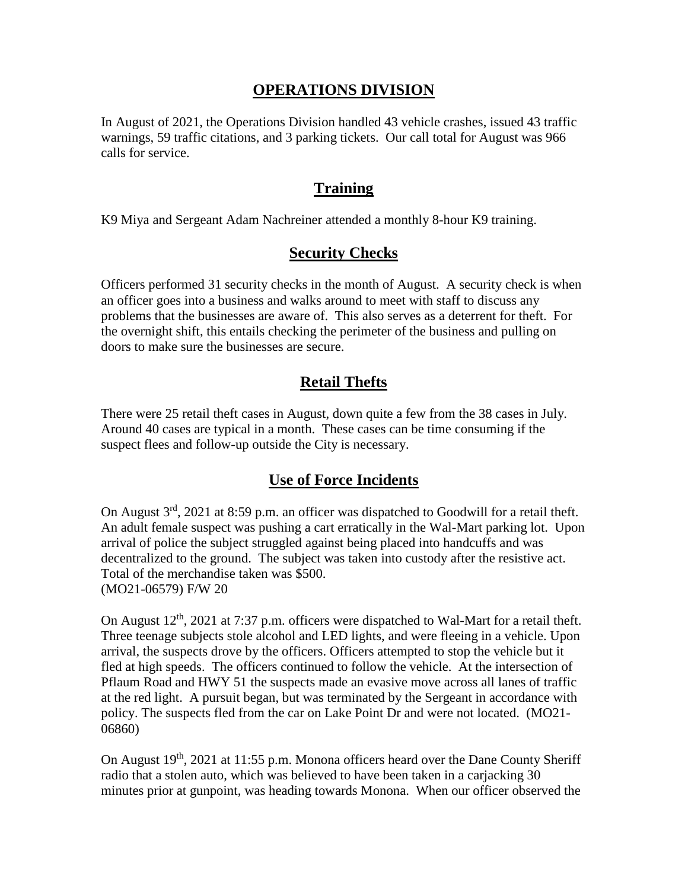# OPERATIONS DIVISION

In August of 2021, the Operations Division handled 43 vehicle crashes, issued 43 traffic warnings, 59 traffic citations, and 3 parking tickets. Our call total for August was 966 calls for service.

## Training

K9 Miya and Sergeant Adam Nachreiner attended a monthly 8-hour K9 training.

## Security Checks

Officers performed 31 security checks in the month of August. A security check is when an officer goes into a business and walks around to meet with staff to discuss any problems that the businesses are aware of. This also serves as a deterrent for theft. For the overnight shift, this entails checking the perimeter of the business and pulling on doors to make sure the businesses are secure.

## Retail Thefts

There were 25 retail theft cases in August, down quite a few from the 38 cases in July. Around 40 cases are typical in a month. These cases can be time consuming if the suspect flees and follow-up outside the City is necessary.

## Use of Force Incidents

On August 3rd, 2021 at 8:59 p.m. an officer was dispatched to Goodwill for a retail theft. An adult female suspect was pushing a cart erratically in the Wal-Mart parking lot. Upon arrival of police the subject struggled against being placed into handcuffs and was decentralized to the ground. The subject was taken into custody after the resistive act. Total of the merchandise taken was $500.
(MO21-06579) F/W 20

On August 12th, 2021 at 7:37 p.m. officers were dispatched to Wal-Mart for a retail theft. Three teenage subjects stole alcohol and LED lights, and were fleeing in a vehicle. Upon arrival, the suspects drove by the officers. Officers attempted to stop the vehicle but it fled at high speeds. The officers continued to follow the vehicle. At the intersection of Pflaum Road and HWY 51 the suspects made an evasive move across all lanes of traffic at the red light. A pursuit began, but was terminated by the Sergeant in accordance with policy. The suspects fled from the car on Lake Point Dr and were not located. (MO21-06860)

On August 19th, 2021 at 11:55 p.m. Monona officers heard over the Dane County Sheriff radio that a stolen auto, which was believed to have been taken in a carjacking 30 minutes prior at gunpoint, was heading towards Monona. When our officer observed the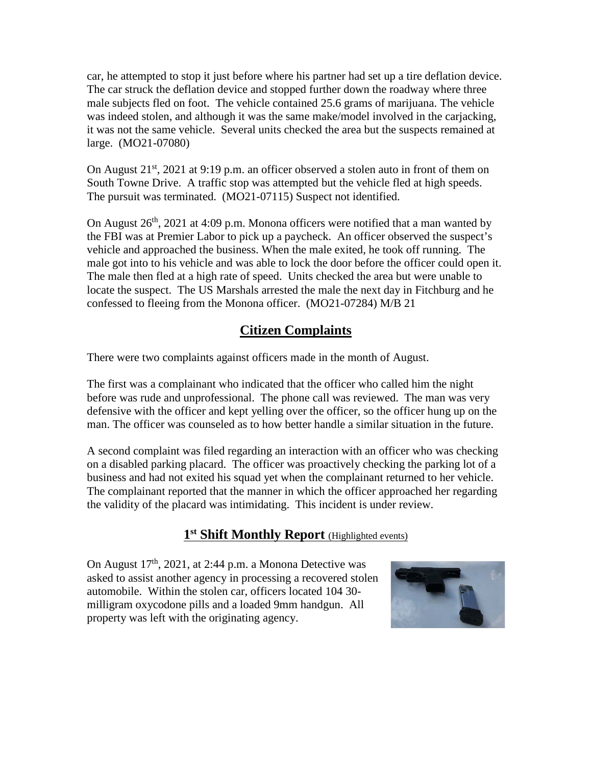car, he attempted to stop it just before where his partner had set up a tire deflation device. The car struck the deflation device and stopped further down the roadway where three male subjects fled on foot. The vehicle contained 25.6 grams of marijuana. The vehicle was indeed stolen, and although it was the same make/model involved in the carjacking, it was not the same vehicle. Several units checked the area but the suspects remained at large. (MO21-07080)

On August 21st, 2021 at 9:19 p.m. an officer observed a stolen auto in front of them on South Towne Drive. A traffic stop was attempted but the vehicle fled at high speeds. The pursuit was terminated. (MO21-07115) Suspect not identified.

On August 26th, 2021 at 4:09 p.m. Monona officers were notified that a man wanted by the FBI was at Premier Labor to pick up a paycheck. An officer observed the suspect's vehicle and approached the business. When the male exited, he took off running. The male got into to his vehicle and was able to lock the door before the officer could open it. The male then fled at a high rate of speed. Units checked the area but were unable to locate the suspect. The US Marshals arrested the male the next day in Fitchburg and he confessed to fleeing from the Monona officer. (MO21-07284) M/B 21

## Citizen Complaints

There were two complaints against officers made in the month of August.

The first was a complainant who indicated that the officer who called him the night before was rude and unprofessional. The phone call was reviewed. The man was very defensive with the officer and kept yelling over the officer, so the officer hung up on the man. The officer was counseled as to how better handle a similar situation in the future.

A second complaint was filed regarding an interaction with an officer who was checking on a disabled parking placard. The officer was proactively checking the parking lot of a business and had not exited his squad yet when the complainant returned to her vehicle. The complainant reported that the manner in which the officer approached her regarding the validity of the placard was intimidating. This incident is under review.

## 1st Shift Monthly Report (Highlighted events)

On August 17th, 2021, at 2:44 p.m. a Monona Detective was asked to assist another agency in processing a recovered stolen automobile. Within the stolen car, officers located 104 30-milligram oxycodone pills and a loaded 9mm handgun. All property was left with the originating agency.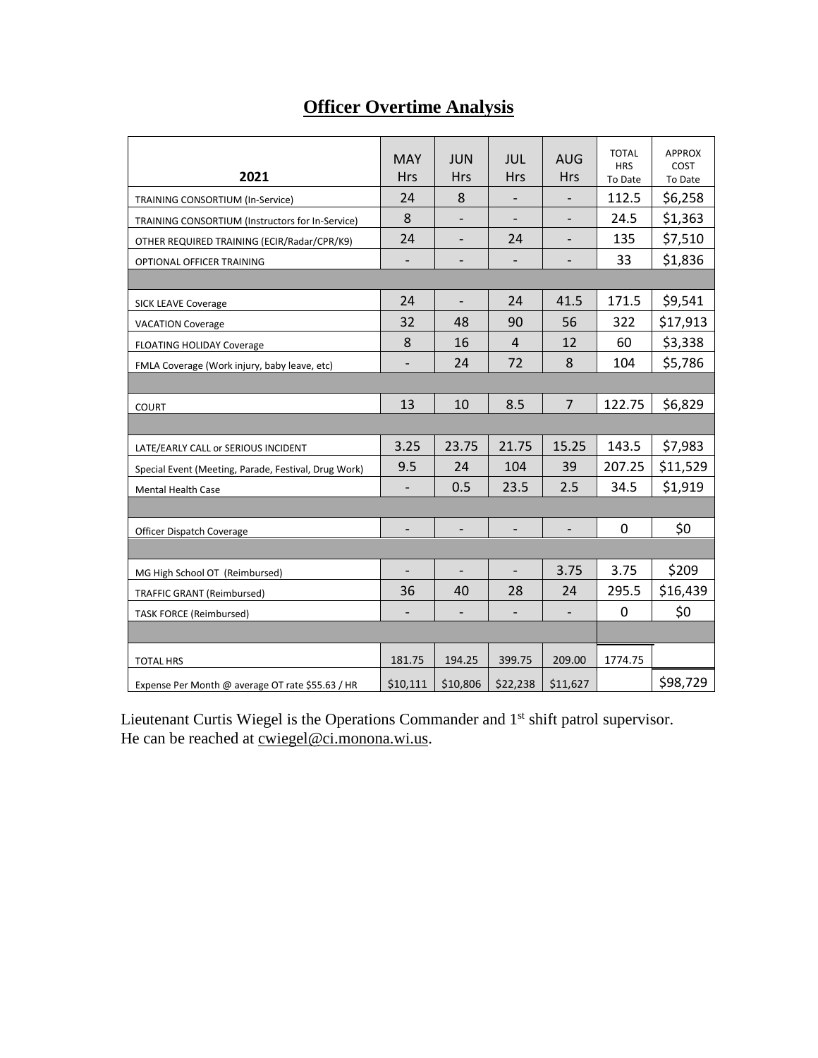## **Officer Overtime Analysis**

| 2021 | MAY Hrs | JUN Hrs | JUL Hrs | AUG Hrs | TOTAL HRS To Date | APPROX COST To Date |
|---|---|---|---|---|---|---|
| TRAINING CONSORTIUM (In-Service) | 24 | 8 | - | - | 112.5 | $6,258 |
| TRAINING CONSORTIUM (Instructors for In-Service) | 8 | - | - | - | 24.5 | $1,363 |
| OTHER REQUIRED TRAINING (ECIR/Radar/CPR/K9) | 24 | - | 24 | - | 135 | $7,510 |
| OPTIONAL OFFICER TRAINING | - | - | - | - | 33 | $1,836 |
| | | | | | | |
| SICK LEAVE Coverage | 24 | - | 24 | 41.5 | 171.5 | $9,541 |
| VACATION Coverage | 32 | 48 | 90 | 56 | 322 | $17,913 |
| FLOATING HOLIDAY Coverage | 8 | 16 | 4 | 12 | 60 | $3,338 |
| FMLA Coverage (Work injury, baby leave, etc) | - | 24 | 72 | 8 | 104 | $5,786 |
| | | | | | | |
| COURT | 13 | 10 | 8.5 | 7 | 122.75 | $6,829 |
| | | | | | | |
| LATE/EARLY CALL or SERIOUS INCIDENT | 3.25 | 23.75 | 21.75 | 15.25 | 143.5 | $7,983 |
| Special Event (Meeting, Parade, Festival, Drug Work) | 9.5 | 24 | 104 | 39 | 207.25 | $11,529 |
| Mental Health Case | - | 0.5 | 23.5 | 2.5 | 34.5 | $1,919 |
| | | | | | | |
| Officer Dispatch Coverage | - | - | - | - | 0 | $0 |
| | | | | | | |
| MG High School OT (Reimbursed) | - | - | - | 3.75 | 3.75 | $209 |
| TRAFFIC GRANT (Reimbursed) | 36 | 40 | 28 | 24 | 295.5 | $16,439 |
| TASK FORCE (Reimbursed) | - | - | - | - | 0 | $0 |
| | | | | | | |
| TOTAL HRS | 181.75 | 194.25 | 399.75 | 209.00 | 1774.75 | |
| Expense Per Month @ average OT rate $55.63 / HR | $10,111 | $10,806 | $22,238 | $11,627 | | $98,729 |

Lieutenant Curtis Wiegel is the Operations Commander and 1st shift patrol supervisor. He can be reached at cwiegel@ci.monona.wi.us.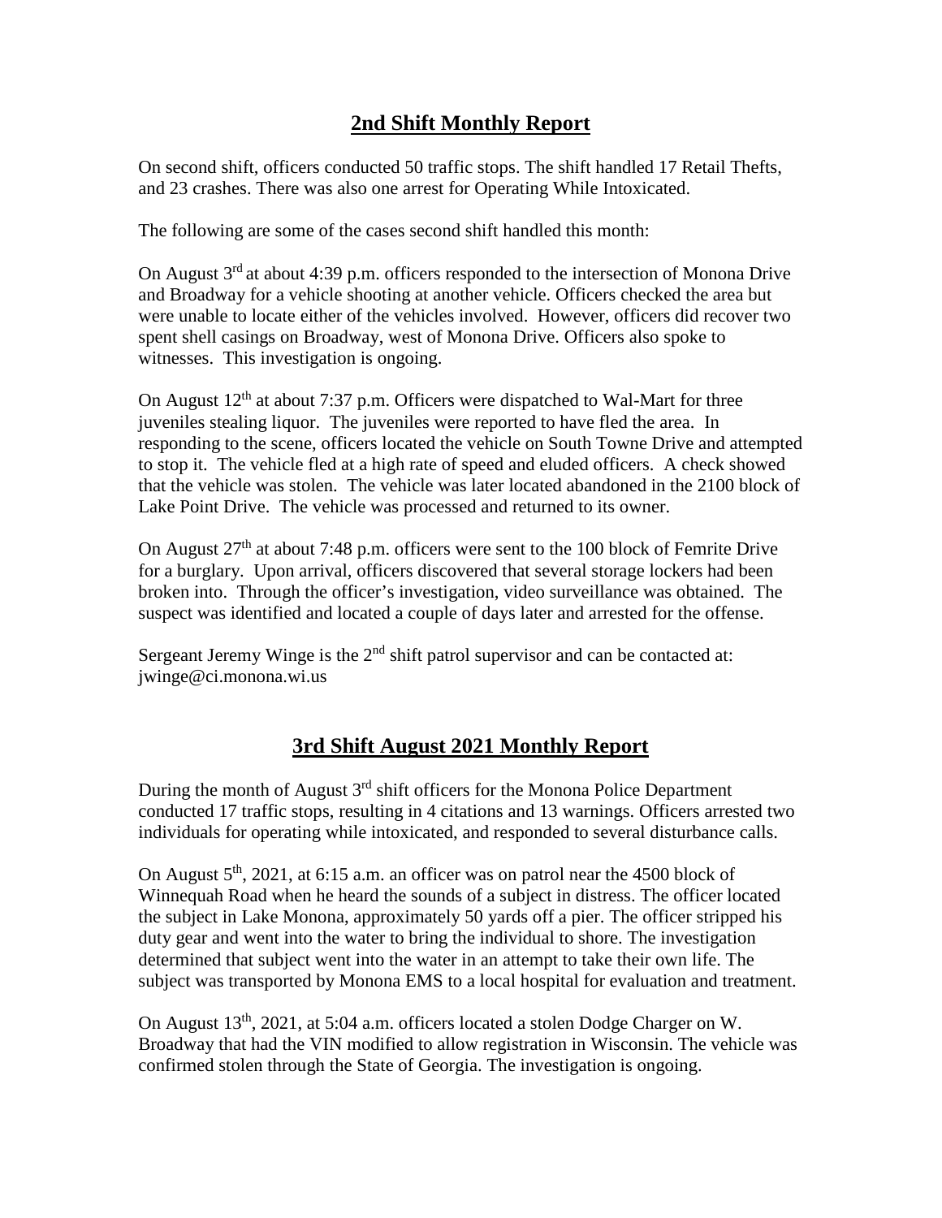## 2nd Shift Monthly Report

On second shift, officers conducted 50 traffic stops. The shift handled 17 Retail Thefts, and 23 crashes. There was also one arrest for Operating While Intoxicated.

The following are some of the cases second shift handled this month:

On August 3rd at about 4:39 p.m. officers responded to the intersection of Monona Drive and Broadway for a vehicle shooting at another vehicle. Officers checked the area but were unable to locate either of the vehicles involved. However, officers did recover two spent shell casings on Broadway, west of Monona Drive. Officers also spoke to witnesses. This investigation is ongoing.

On August 12th at about 7:37 p.m. Officers were dispatched to Wal-Mart for three juveniles stealing liquor. The juveniles were reported to have fled the area. In responding to the scene, officers located the vehicle on South Towne Drive and attempted to stop it. The vehicle fled at a high rate of speed and eluded officers. A check showed that the vehicle was stolen. The vehicle was later located abandoned in the 2100 block of Lake Point Drive. The vehicle was processed and returned to its owner.

On August 27th at about 7:48 p.m. officers were sent to the 100 block of Femrite Drive for a burglary. Upon arrival, officers discovered that several storage lockers had been broken into. Through the officer's investigation, video surveillance was obtained. The suspect was identified and located a couple of days later and arrested for the offense.

Sergeant Jeremy Winge is the 2nd shift patrol supervisor and can be contacted at: jwinge@ci.monona.wi.us

## 3rd Shift August 2021 Monthly Report

During the month of August 3rd shift officers for the Monona Police Department conducted 17 traffic stops, resulting in 4 citations and 13 warnings. Officers arrested two individuals for operating while intoxicated, and responded to several disturbance calls.

On August 5th, 2021, at 6:15 a.m. an officer was on patrol near the 4500 block of Winnequah Road when he heard the sounds of a subject in distress. The officer located the subject in Lake Monona, approximately 50 yards off a pier. The officer stripped his duty gear and went into the water to bring the individual to shore. The investigation determined that subject went into the water in an attempt to take their own life. The subject was transported by Monona EMS to a local hospital for evaluation and treatment.

On August 13th, 2021, at 5:04 a.m. officers located a stolen Dodge Charger on W. Broadway that had the VIN modified to allow registration in Wisconsin. The vehicle was confirmed stolen through the State of Georgia. The investigation is ongoing.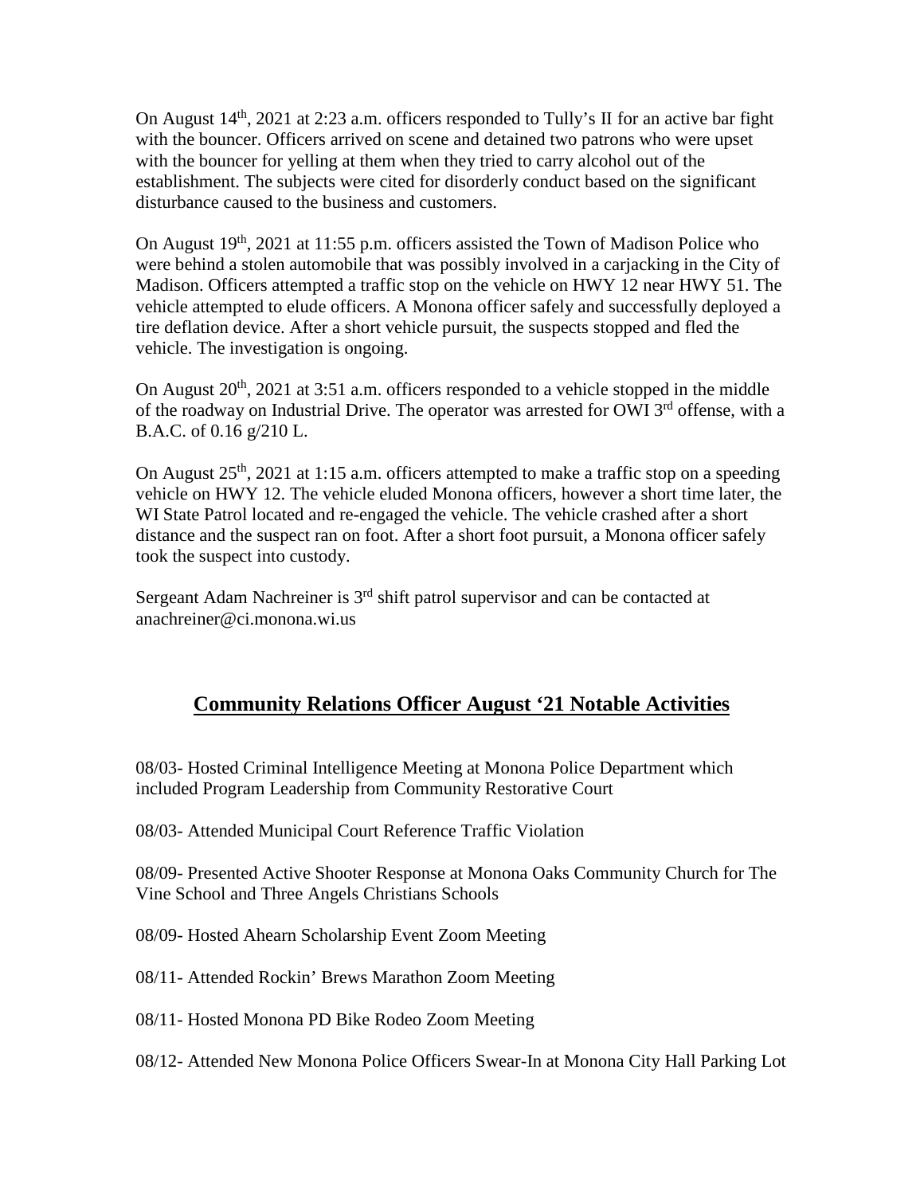On August 14th, 2021 at 2:23 a.m. officers responded to Tully's II for an active bar fight with the bouncer. Officers arrived on scene and detained two patrons who were upset with the bouncer for yelling at them when they tried to carry alcohol out of the establishment. The subjects were cited for disorderly conduct based on the significant disturbance caused to the business and customers.

On August 19th, 2021 at 11:55 p.m. officers assisted the Town of Madison Police who were behind a stolen automobile that was possibly involved in a carjacking in the City of Madison. Officers attempted a traffic stop on the vehicle on HWY 12 near HWY 51. The vehicle attempted to elude officers. A Monona officer safely and successfully deployed a tire deflation device. After a short vehicle pursuit, the suspects stopped and fled the vehicle. The investigation is ongoing.

On August 20th, 2021 at 3:51 a.m. officers responded to a vehicle stopped in the middle of the roadway on Industrial Drive. The operator was arrested for OWI 3rd offense, with a B.A.C. of 0.16 g/210 L.

On August 25th, 2021 at 1:15 a.m. officers attempted to make a traffic stop on a speeding vehicle on HWY 12. The vehicle eluded Monona officers, however a short time later, the WI State Patrol located and re-engaged the vehicle. The vehicle crashed after a short distance and the suspect ran on foot. After a short foot pursuit, a Monona officer safely took the suspect into custody.

Sergeant Adam Nachreiner is 3rd shift patrol supervisor and can be contacted at anachreiner@ci.monona.wi.us

## Community Relations Officer August '21 Notable Activities

08/03- Hosted Criminal Intelligence Meeting at Monona Police Department which included Program Leadership from Community Restorative Court

08/03- Attended Municipal Court Reference Traffic Violation

08/09- Presented Active Shooter Response at Monona Oaks Community Church for The Vine School and Three Angels Christians Schools

08/09- Hosted Ahearn Scholarship Event Zoom Meeting

08/11- Attended Rockin' Brews Marathon Zoom Meeting

08/11- Hosted Monona PD Bike Rodeo Zoom Meeting

08/12- Attended New Monona Police Officers Swear-In at Monona City Hall Parking Lot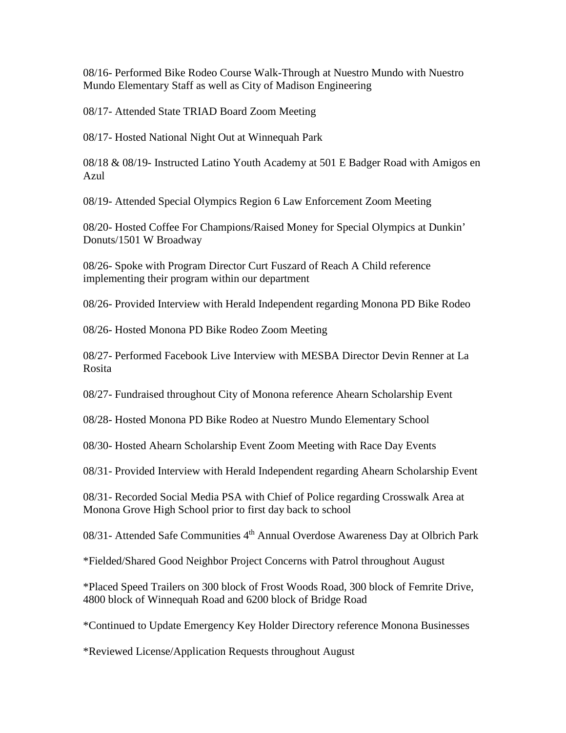08/16- Performed Bike Rodeo Course Walk-Through at Nuestro Mundo with Nuestro Mundo Elementary Staff as well as City of Madison Engineering

08/17- Attended State TRIAD Board Zoom Meeting

08/17- Hosted National Night Out at Winnequah Park

08/18 & 08/19- Instructed Latino Youth Academy at 501 E Badger Road with Amigos en Azul

08/19- Attended Special Olympics Region 6 Law Enforcement Zoom Meeting

08/20- Hosted Coffee For Champions/Raised Money for Special Olympics at Dunkin' Donuts/1501 W Broadway

08/26- Spoke with Program Director Curt Fuszard of Reach A Child reference implementing their program within our department

08/26- Provided Interview with Herald Independent regarding Monona PD Bike Rodeo

08/26- Hosted Monona PD Bike Rodeo Zoom Meeting

08/27- Performed Facebook Live Interview with MESBA Director Devin Renner at La Rosita

08/27- Fundraised throughout City of Monona reference Ahearn Scholarship Event

08/28- Hosted Monona PD Bike Rodeo at Nuestro Mundo Elementary School

08/30- Hosted Ahearn Scholarship Event Zoom Meeting with Race Day Events

08/31- Provided Interview with Herald Independent regarding Ahearn Scholarship Event

08/31- Recorded Social Media PSA with Chief of Police regarding Crosswalk Area at Monona Grove High School prior to first day back to school

08/31- Attended Safe Communities 4th Annual Overdose Awareness Day at Olbrich Park

*Fielded/Shared Good Neighbor Project Concerns with Patrol throughout August

*Placed Speed Trailers on 300 block of Frost Woods Road, 300 block of Femrite Drive, 4800 block of Winnequah Road and 6200 block of Bridge Road

*Continued to Update Emergency Key Holder Directory reference Monona Businesses

*Reviewed License/Application Requests throughout August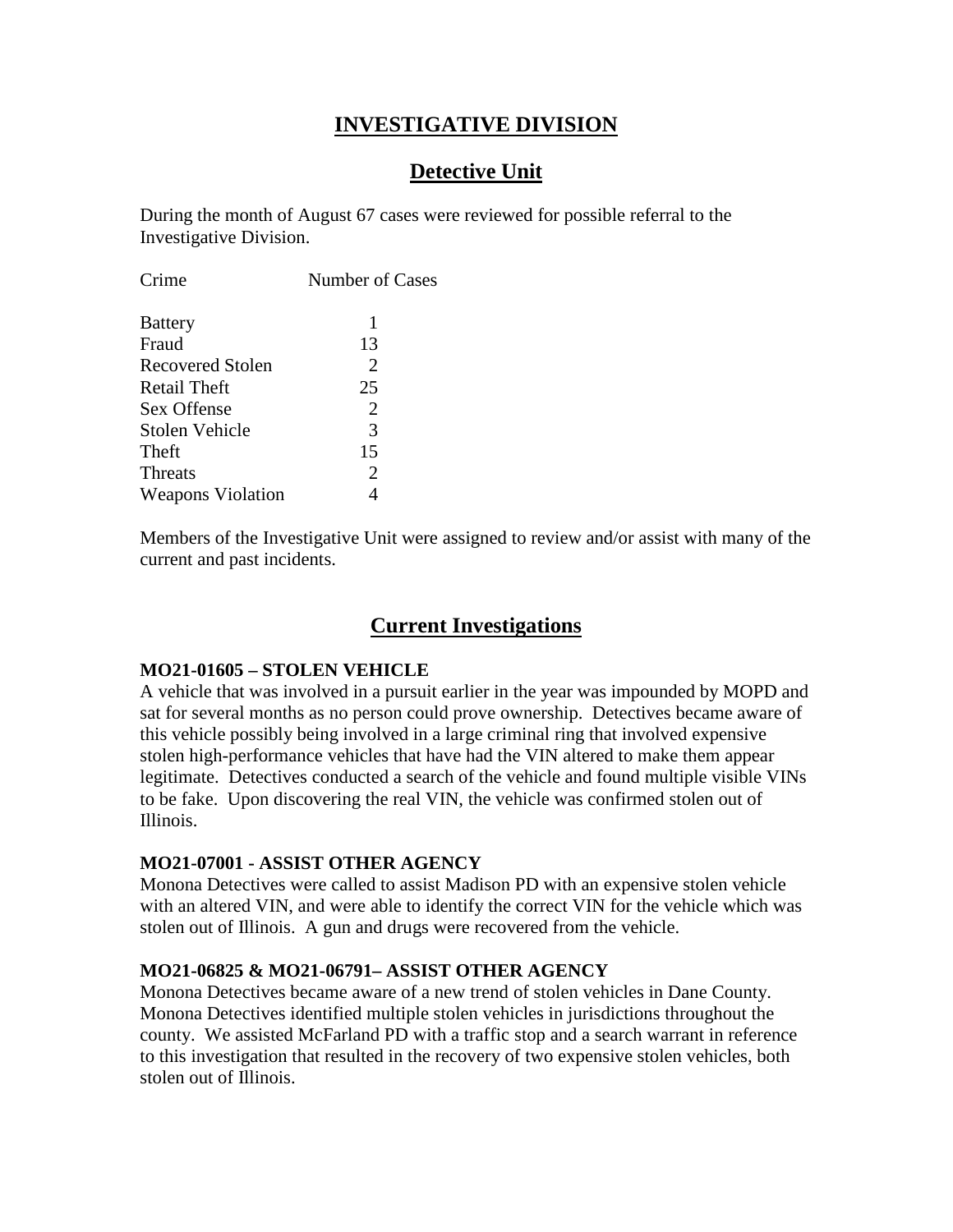# INVESTIGATIVE DIVISION

## Detective Unit

During the month of August 67 cases were reviewed for possible referral to the Investigative Division.

| Crime | Number of Cases |
| --- | --- |
| Battery | 1 |
| Fraud | 13 |
| Recovered Stolen | 2 |
| Retail Theft | 25 |
| Sex Offense | 2 |
| Stolen Vehicle | 3 |
| Theft | 15 |
| Threats | 2 |
| Weapons Violation | 4 |

Members of the Investigative Unit were assigned to review and/or assist with many of the current and past incidents.

## Current Investigations

**MO21-01605 – STOLEN VEHICLE**
A vehicle that was involved in a pursuit earlier in the year was impounded by MOPD and sat for several months as no person could prove ownership. Detectives became aware of this vehicle possibly being involved in a large criminal ring that involved expensive stolen high-performance vehicles that have had the VIN altered to make them appear legitimate. Detectives conducted a search of the vehicle and found multiple visible VINs to be fake. Upon discovering the real VIN, the vehicle was confirmed stolen out of Illinois.

**MO21-07001 - ASSIST OTHER AGENCY**
Monona Detectives were called to assist Madison PD with an expensive stolen vehicle with an altered VIN, and were able to identify the correct VIN for the vehicle which was stolen out of Illinois. A gun and drugs were recovered from the vehicle.

**MO21-06825 & MO21-06791– ASSIST OTHER AGENCY**
Monona Detectives became aware of a new trend of stolen vehicles in Dane County. Monona Detectives identified multiple stolen vehicles in jurisdictions throughout the county. We assisted McFarland PD with a traffic stop and a search warrant in reference to this investigation that resulted in the recovery of two expensive stolen vehicles, both stolen out of Illinois.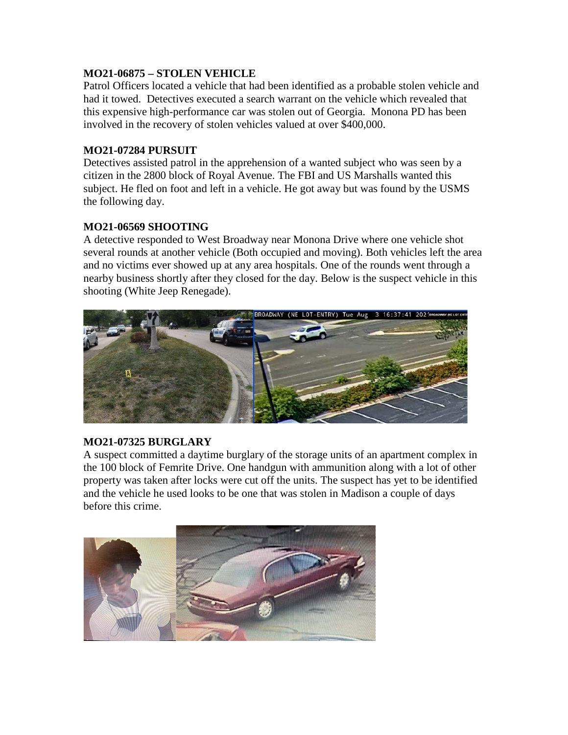**MO21-06875 – STOLEN VEHICLE**

Patrol Officers located a vehicle that had been identified as a probable stolen vehicle and had it towed. Detectives executed a search warrant on the vehicle which revealed that this expensive high-performance car was stolen out of Georgia. Monona PD has been involved in the recovery of stolen vehicles valued at over $400,000.

**MO21-07284 PURSUIT**

Detectives assisted patrol in the apprehension of a wanted subject who was seen by a citizen in the 2800 block of Royal Avenue. The FBI and US Marshalls wanted this subject. He fled on foot and left in a vehicle. He got away but was found by the USMS the following day.

**MO21-06569 SHOOTING**

A detective responded to West Broadway near Monona Drive where one vehicle shot several rounds at another vehicle (Both occupied and moving). Both vehicles left the area and no victims ever showed up at any area hospitals. One of the rounds went through a nearby business shortly after they closed for the day. Below is the suspect vehicle in this shooting (White Jeep Renegade).

**MO21-07325 BURGLARY**

A suspect committed a daytime burglary of the storage units of an apartment complex in the 100 block of Femrite Drive. One handgun with ammunition along with a lot of other property was taken after locks were cut off the units. The suspect has yet to be identified and the vehicle he used looks to be one that was stolen in Madison a couple of days before this crime.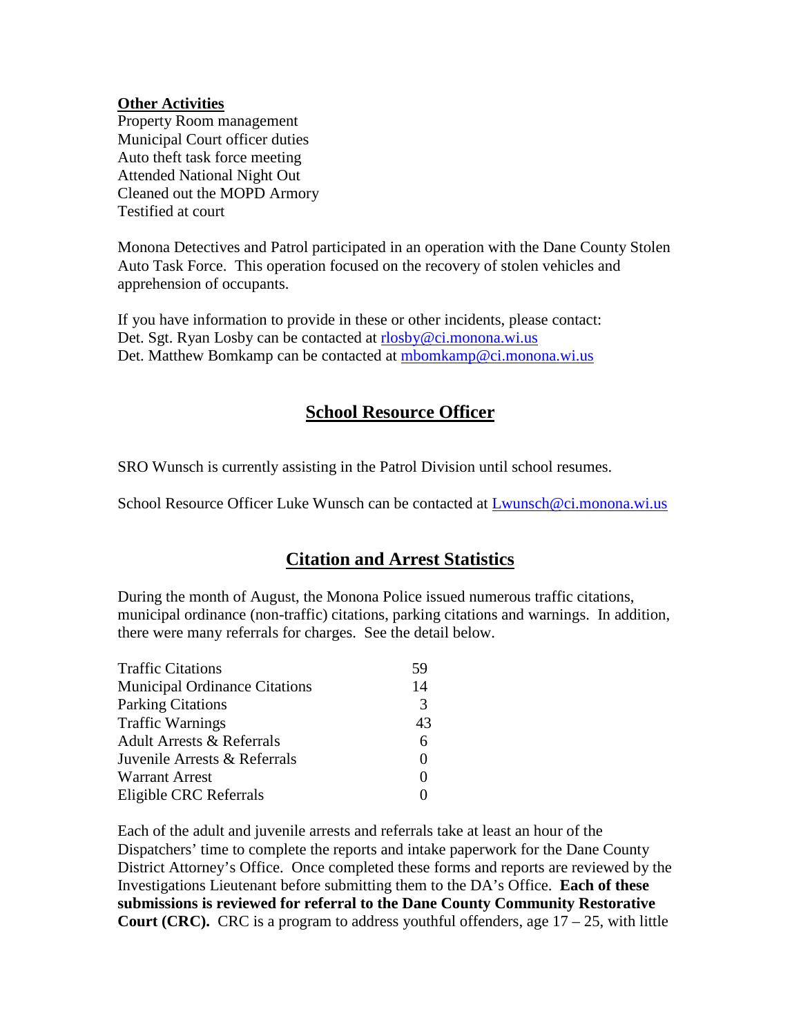**Other Activities**

Property Room management
Municipal Court officer duties
Auto theft task force meeting
Attended National Night Out
Cleaned out the MOPD Armory
Testified at court

Monona Detectives and Patrol participated in an operation with the Dane County Stolen Auto Task Force. This operation focused on the recovery of stolen vehicles and apprehension of occupants.

If you have information to provide in these or other incidents, please contact:
Det. Sgt. Ryan Losby can be contacted at rlosby@ci.monona.wi.us
Det. Matthew Bomkamp can be contacted at mbomkamp@ci.monona.wi.us

## School Resource Officer

SRO Wunsch is currently assisting in the Patrol Division until school resumes.

School Resource Officer Luke Wunsch can be contacted at Lwunsch@ci.monona.wi.us

## Citation and Arrest Statistics

During the month of August, the Monona Police issued numerous traffic citations, municipal ordinance (non-traffic) citations, parking citations and warnings. In addition, there were many referrals for charges. See the detail below.

| | |
|---|---|
| Traffic Citations | 59 |
| Municipal Ordinance Citations | 14 |
| Parking Citations | 3 |
| Traffic Warnings | 43 |
| Adult Arrests & Referrals | 6 |
| Juvenile Arrests & Referrals | 0 |
| Warrant Arrest | 0 |
| Eligible CRC Referrals | 0 |

Each of the adult and juvenile arrests and referrals take at least an hour of the Dispatchers' time to complete the reports and intake paperwork for the Dane County District Attorney's Office. Once completed these forms and reports are reviewed by the Investigations Lieutenant before submitting them to the DA's Office. **Each of these submissions is reviewed for referral to the Dane County Community Restorative Court (CRC).** CRC is a program to address youthful offenders, age 17 – 25, with little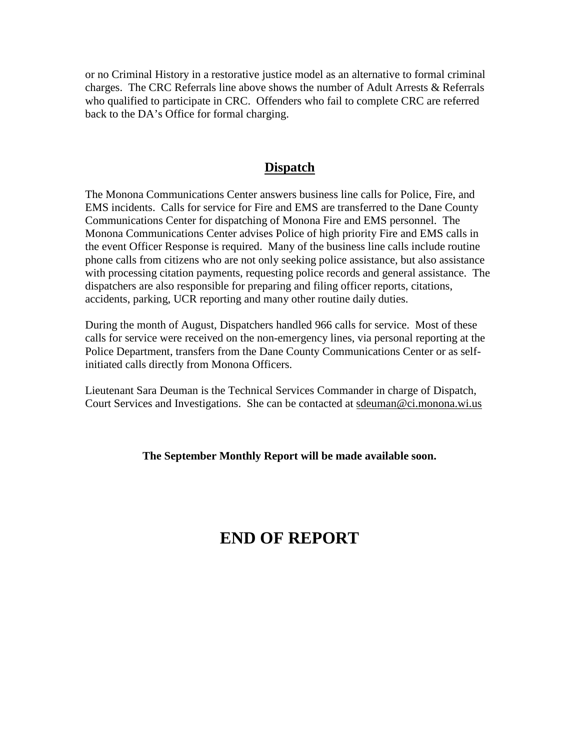or no Criminal History in a restorative justice model as an alternative to formal criminal charges. The CRC Referrals line above shows the number of Adult Arrests & Referrals who qualified to participate in CRC. Offenders who fail to complete CRC are referred back to the DA's Office for formal charging.

## Dispatch

The Monona Communications Center answers business line calls for Police, Fire, and EMS incidents. Calls for service for Fire and EMS are transferred to the Dane County Communications Center for dispatching of Monona Fire and EMS personnel. The Monona Communications Center advises Police of high priority Fire and EMS calls in the event Officer Response is required. Many of the business line calls include routine phone calls from citizens who are not only seeking police assistance, but also assistance with processing citation payments, requesting police records and general assistance. The dispatchers are also responsible for preparing and filing officer reports, citations, accidents, parking, UCR reporting and many other routine daily duties.

During the month of August, Dispatchers handled 966 calls for service. Most of these calls for service were received on the non-emergency lines, via personal reporting at the Police Department, transfers from the Dane County Communications Center or as self-initiated calls directly from Monona Officers.

Lieutenant Sara Deuman is the Technical Services Commander in charge of Dispatch, Court Services and Investigations. She can be contacted at sdeuman@ci.monona.wi.us

**The September Monthly Report will be made available soon.**

# END OF REPORT